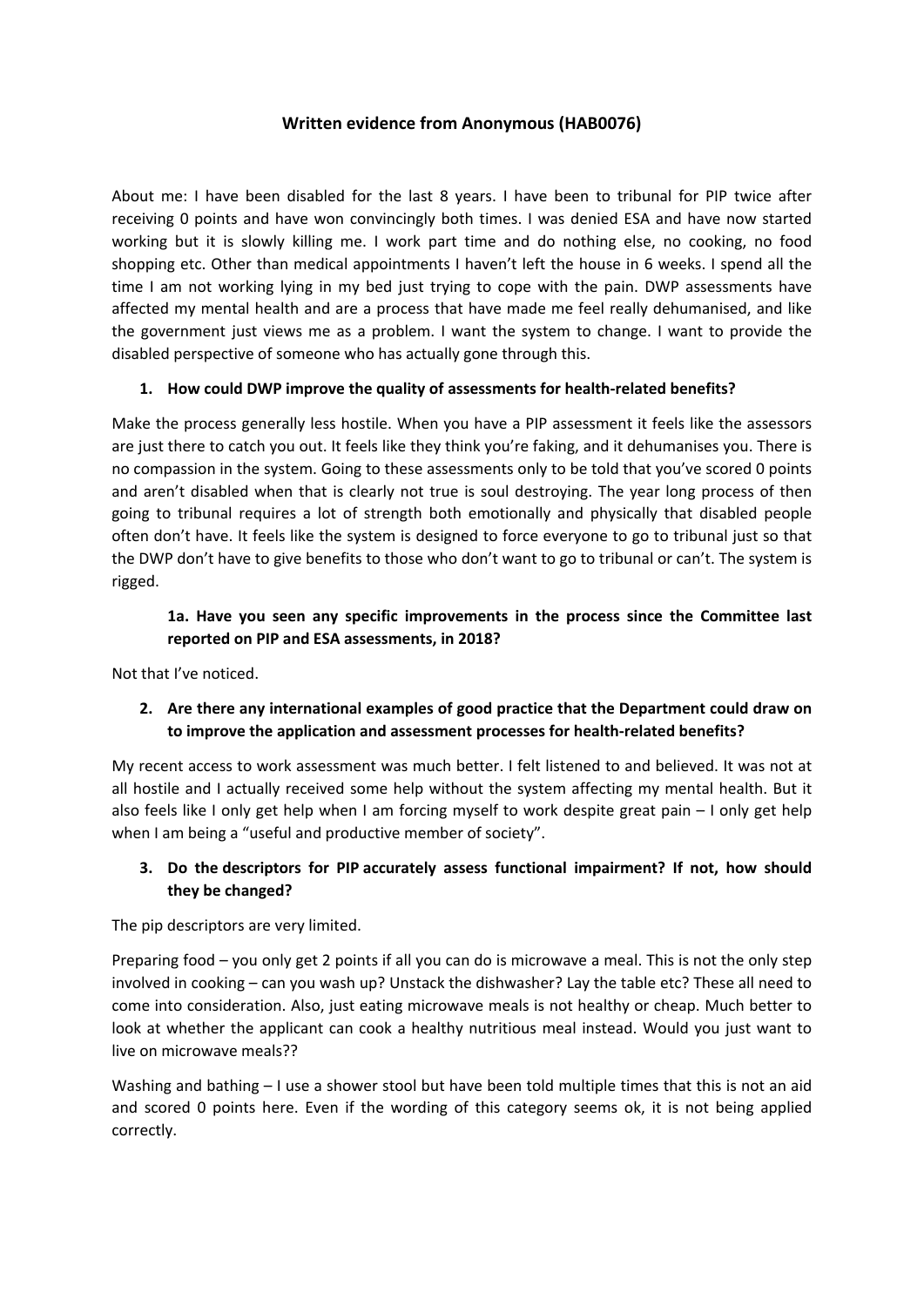# Written evidence from Anonymous (HAB0076)

About me: I have been disabled for the last 8 years. I have been to tribunal for PIP twice after receiving 0 points and have won convincingly both times. I was denied ESA and have now started working but it is slowly killing me. I work part time and do nothing else, no cooking, no food shopping etc. Other than medical appointments I haven't left the house in 6 weeks. I spend all the time I am not working lying in my bed just trying to cope with the pain. DWP assessments have affected my mental health and are a process that have made me feel really dehumanised, and like the government just views me as a problem. I want the system to change. I want to provide the disabled perspective of someone who has actually gone through this.

1. **How could DWP improve the quality of assessments for health-related benefits?**

Make the process generally less hostile. When you have a PIP assessment it feels like the assessors are just there to catch you out. It feels like they think you're faking, and it dehumanises you. There is no compassion in the system. Going to these assessments only to be told that you've scored 0 points and aren't disabled when that is clearly not true is soul destroying. The year long process of then going to tribunal requires a lot of strength both emotionally and physically that disabled people often don't have. It feels like the system is designed to force everyone to go to tribunal just so that the DWP don't have to give benefits to those who don't want to go to tribunal or can't. The system is rigged.

**1a. Have you seen any specific improvements in the process since the Committee last reported on PIP and ESA assessments, in 2018?**

Not that I've noticed.

2. **Are there any international examples of good practice that the Department could draw on to improve the application and assessment processes for health-related benefits?**

My recent access to work assessment was much better. I felt listened to and believed. It was not at all hostile and I actually received some help without the system affecting my mental health. But it also feels like I only get help when I am forcing myself to work despite great pain – I only get help when I am being a "useful and productive member of society".

3. **Do the descriptors for PIP accurately assess functional impairment? If not, how should they be changed?**

The pip descriptors are very limited.

Preparing food – you only get 2 points if all you can do is microwave a meal. This is not the only step involved in cooking – can you wash up? Unstack the dishwasher? Lay the table etc? These all need to come into consideration. Also, just eating microwave meals is not healthy or cheap. Much better to look at whether the applicant can cook a healthy nutritious meal instead. Would you just want to live on microwave meals??

Washing and bathing – I use a shower stool but have been told multiple times that this is not an aid and scored 0 points here. Even if the wording of this category seems ok, it is not being applied correctly.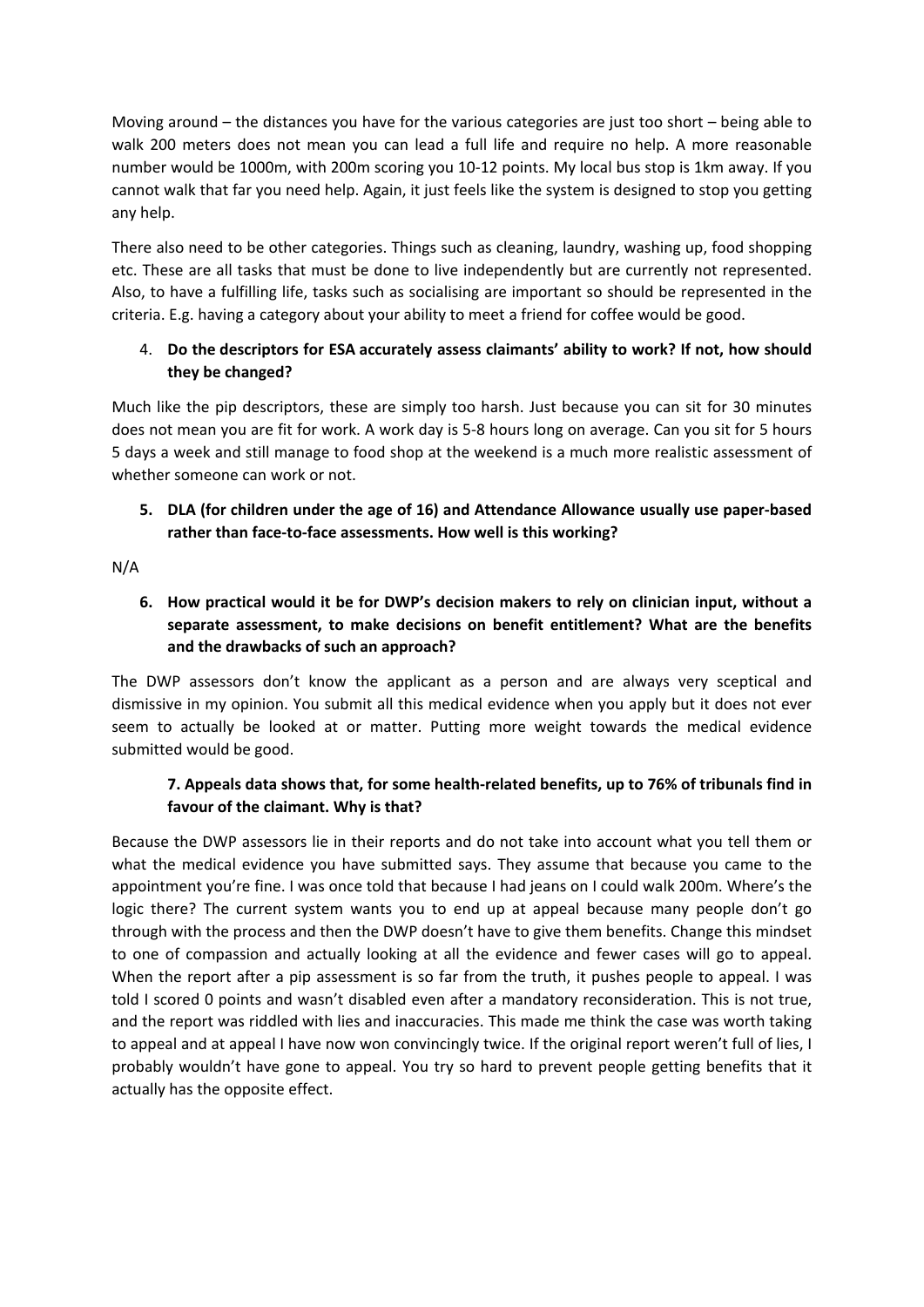Moving around – the distances you have for the various categories are just too short – being able to walk 200 meters does not mean you can lead a full life and require no help. A more reasonable number would be 1000m, with 200m scoring you 10-12 points. My local bus stop is 1km away. If you cannot walk that far you need help. Again, it just feels like the system is designed to stop you getting any help.

There also need to be other categories. Things such as cleaning, laundry, washing up, food shopping etc. These are all tasks that must be done to live independently but are currently not represented. Also, to have a fulfilling life, tasks such as socialising are important so should be represented in the criteria. E.g. having a category about your ability to meet a friend for coffee would be good.

4. **Do the descriptors for ESA accurately assess claimants' ability to work? If not, how should they be changed?**

Much like the pip descriptors, these are simply too harsh. Just because you can sit for 30 minutes does not mean you are fit for work. A work day is 5-8 hours long on average. Can you sit for 5 hours 5 days a week and still manage to food shop at the weekend is a much more realistic assessment of whether someone can work or not.

5. **DLA (for children under the age of 16) and Attendance Allowance usually use paper-based rather than face-to-face assessments. How well is this working?**

N/A

6. **How practical would it be for DWP's decision makers to rely on clinician input, without a separate assessment, to make decisions on benefit entitlement? What are the benefits and the drawbacks of such an approach?**

The DWP assessors don't know the applicant as a person and are always very sceptical and dismissive in my opinion. You submit all this medical evidence when you apply but it does not ever seem to actually be looked at or matter. Putting more weight towards the medical evidence submitted would be good.

**7. Appeals data shows that, for some health-related benefits, up to 76% of tribunals find in favour of the claimant. Why is that?**

Because the DWP assessors lie in their reports and do not take into account what you tell them or what the medical evidence you have submitted says. They assume that because you came to the appointment you're fine. I was once told that because I had jeans on I could walk 200m. Where's the logic there? The current system wants you to end up at appeal because many people don't go through with the process and then the DWP doesn't have to give them benefits. Change this mindset to one of compassion and actually looking at all the evidence and fewer cases will go to appeal. When the report after a pip assessment is so far from the truth, it pushes people to appeal. I was told I scored 0 points and wasn't disabled even after a mandatory reconsideration. This is not true, and the report was riddled with lies and inaccuracies. This made me think the case was worth taking to appeal and at appeal I have now won convincingly twice. If the original report weren't full of lies, I probably wouldn't have gone to appeal. You try so hard to prevent people getting benefits that it actually has the opposite effect.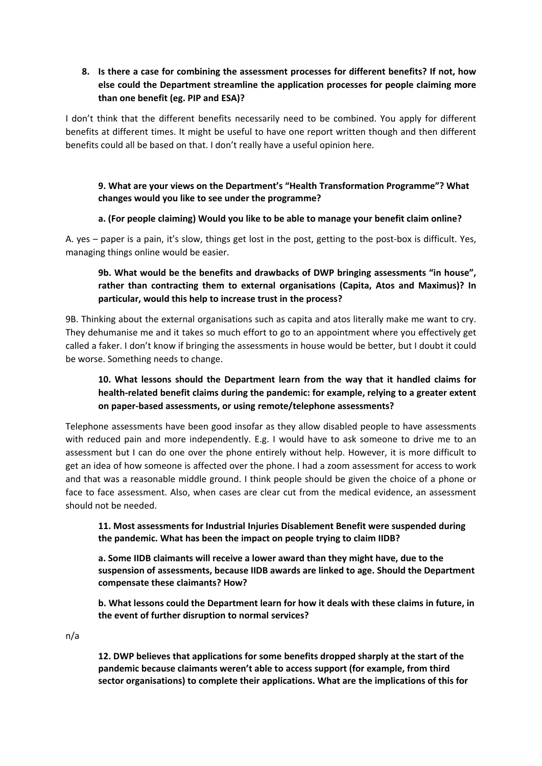**8. Is there a case for combining the assessment processes for different benefits? If not, how else could the Department streamline the application processes for people claiming more than one benefit (eg. PIP and ESA)?**

I don't think that the different benefits necessarily need to be combined. You apply for different benefits at different times. It might be useful to have one report written though and then different benefits could all be based on that. I don't really have a useful opinion here.

**9. What are your views on the Department's "Health Transformation Programme"? What changes would you like to see under the programme?**

**a. (For people claiming) Would you like to be able to manage your benefit claim online?**

A. yes – paper is a pain, it's slow, things get lost in the post, getting to the post-box is difficult. Yes, managing things online would be easier.

**9b. What would be the benefits and drawbacks of DWP bringing assessments "in house", rather than contracting them to external organisations (Capita, Atos and Maximus)? In particular, would this help to increase trust in the process?**

9B. Thinking about the external organisations such as capita and atos literally make me want to cry. They dehumanise me and it takes so much effort to go to an appointment where you effectively get called a faker. I don't know if bringing the assessments in house would be better, but I doubt it could be worse. Something needs to change.

**10. What lessons should the Department learn from the way that it handled claims for health-related benefit claims during the pandemic: for example, relying to a greater extent on paper-based assessments, or using remote/telephone assessments?**

Telephone assessments have been good insofar as they allow disabled people to have assessments with reduced pain and more independently. E.g. I would have to ask someone to drive me to an assessment but I can do one over the phone entirely without help. However, it is more difficult to get an idea of how someone is affected over the phone. I had a zoom assessment for access to work and that was a reasonable middle ground. I think people should be given the choice of a phone or face to face assessment. Also, when cases are clear cut from the medical evidence, an assessment should not be needed.

**11. Most assessments for Industrial Injuries Disablement Benefit were suspended during the pandemic. What has been the impact on people trying to claim IIDB?**

**a. Some IIDB claimants will receive a lower award than they might have, due to the suspension of assessments, because IIDB awards are linked to age. Should the Department compensate these claimants? How?**

**b. What lessons could the Department learn for how it deals with these claims in future, in the event of further disruption to normal services?**

n/a

**12. DWP believes that applications for some benefits dropped sharply at the start of the pandemic because claimants weren't able to access support (for example, from third sector organisations) to complete their applications. What are the implications of this for**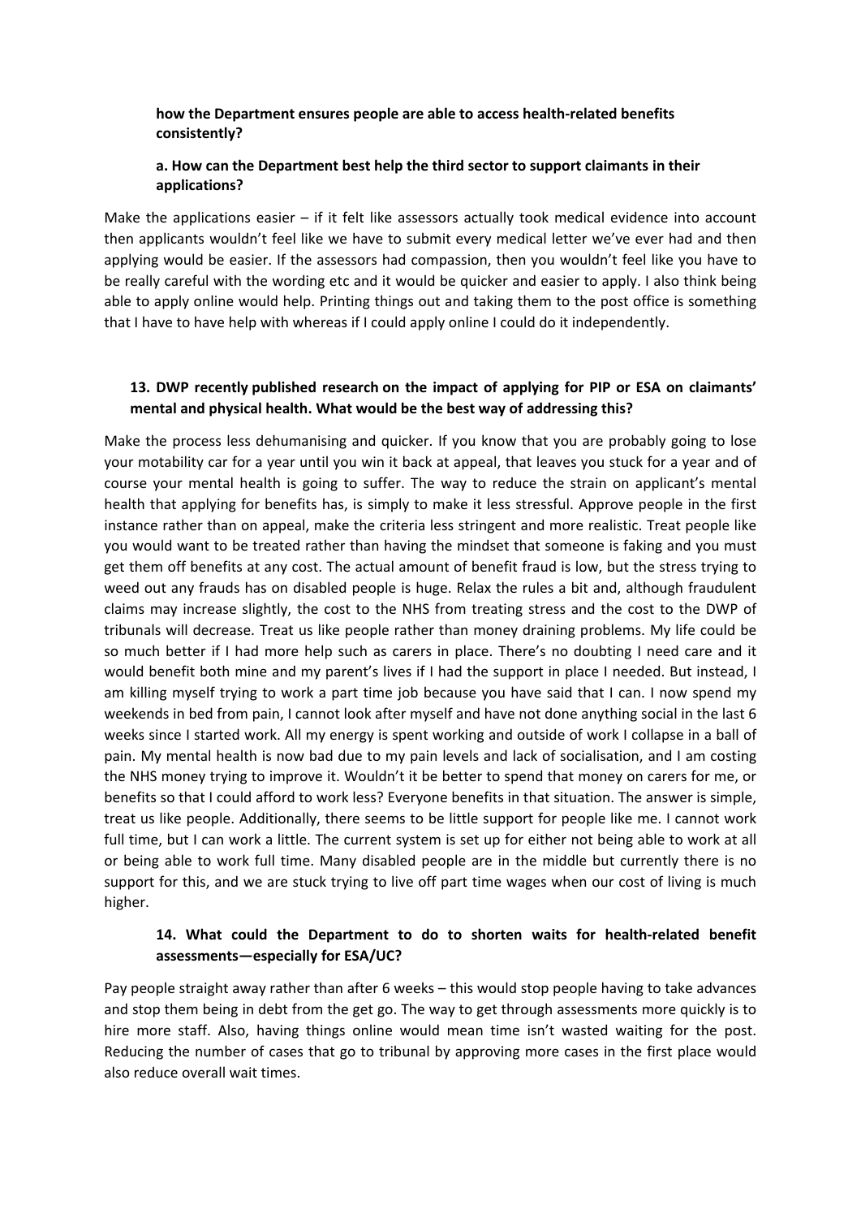**how the Department ensures people are able to access health-related benefits consistently?**

**a. How can the Department best help the third sector to support claimants in their applications?**

Make the applications easier – if it felt like assessors actually took medical evidence into account then applicants wouldn't feel like we have to submit every medical letter we've ever had and then applying would be easier. If the assessors had compassion, then you wouldn't feel like you have to be really careful with the wording etc and it would be quicker and easier to apply. I also think being able to apply online would help. Printing things out and taking them to the post office is something that I have to have help with whereas if I could apply online I could do it independently.

**13. DWP recently published research on the impact of applying for PIP or ESA on claimants' mental and physical health. What would be the best way of addressing this?**

Make the process less dehumanising and quicker. If you know that you are probably going to lose your motability car for a year until you win it back at appeal, that leaves you stuck for a year and of course your mental health is going to suffer. The way to reduce the strain on applicant's mental health that applying for benefits has, is simply to make it less stressful. Approve people in the first instance rather than on appeal, make the criteria less stringent and more realistic. Treat people like you would want to be treated rather than having the mindset that someone is faking and you must get them off benefits at any cost. The actual amount of benefit fraud is low, but the stress trying to weed out any frauds has on disabled people is huge. Relax the rules a bit and, although fraudulent claims may increase slightly, the cost to the NHS from treating stress and the cost to the DWP of tribunals will decrease. Treat us like people rather than money draining problems. My life could be so much better if I had more help such as carers in place. There's no doubting I need care and it would benefit both mine and my parent's lives if I had the support in place I needed. But instead, I am killing myself trying to work a part time job because you have said that I can. I now spend my weekends in bed from pain, I cannot look after myself and have not done anything social in the last 6 weeks since I started work. All my energy is spent working and outside of work I collapse in a ball of pain. My mental health is now bad due to my pain levels and lack of socialisation, and I am costing the NHS money trying to improve it. Wouldn't it be better to spend that money on carers for me, or benefits so that I could afford to work less? Everyone benefits in that situation. The answer is simple, treat us like people. Additionally, there seems to be little support for people like me. I cannot work full time, but I can work a little. The current system is set up for either not being able to work at all or being able to work full time. Many disabled people are in the middle but currently there is no support for this, and we are stuck trying to live off part time wages when our cost of living is much higher.

**14. What could the Department to do to shorten waits for health-related benefit assessments—especially for ESA/UC?**

Pay people straight away rather than after 6 weeks – this would stop people having to take advances and stop them being in debt from the get go. The way to get through assessments more quickly is to hire more staff. Also, having things online would mean time isn't wasted waiting for the post. Reducing the number of cases that go to tribunal by approving more cases in the first place would also reduce overall wait times.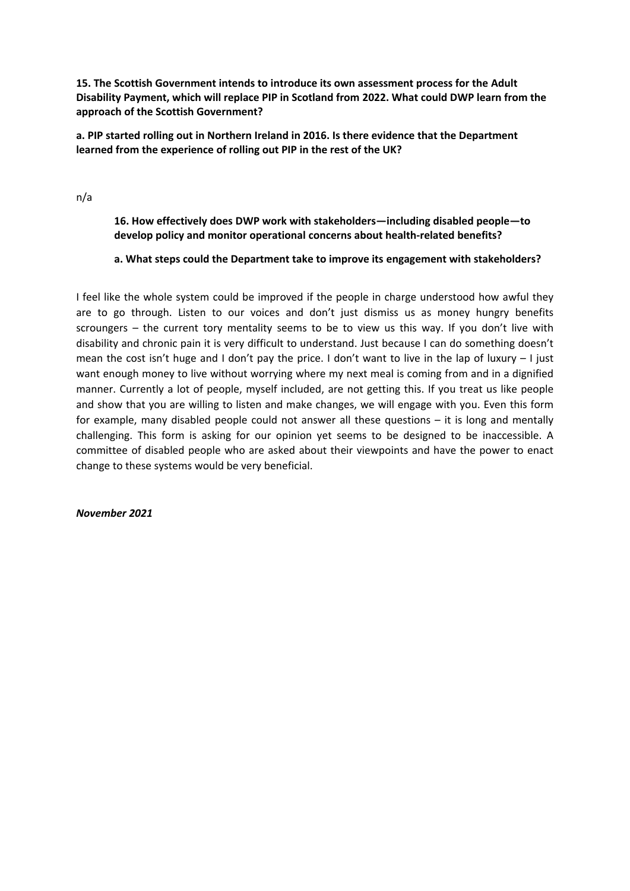**15. The Scottish Government intends to introduce its own assessment process for the Adult Disability Payment, which will replace PIP in Scotland from 2022. What could DWP learn from the approach of the Scottish Government?**

**a. PIP started rolling out in Northern Ireland in 2016. Is there evidence that the Department learned from the experience of rolling out PIP in the rest of the UK?**

n/a

**16. How effectively does DWP work with stakeholders—including disabled people—to develop policy and monitor operational concerns about health-related benefits?**

**a. What steps could the Department take to improve its engagement with stakeholders?**

I feel like the whole system could be improved if the people in charge understood how awful they are to go through. Listen to our voices and don't just dismiss us as money hungry benefits scroungers – the current tory mentality seems to be to view us this way. If you don't live with disability and chronic pain it is very difficult to understand. Just because I can do something doesn't mean the cost isn't huge and I don't pay the price. I don't want to live in the lap of luxury – I just want enough money to live without worrying where my next meal is coming from and in a dignified manner. Currently a lot of people, myself included, are not getting this. If you treat us like people and show that you are willing to listen and make changes, we will engage with you. Even this form for example, many disabled people could not answer all these questions – it is long and mentally challenging. This form is asking for our opinion yet seems to be designed to be inaccessible. A committee of disabled people who are asked about their viewpoints and have the power to enact change to these systems would be very beneficial.

***November 2021***